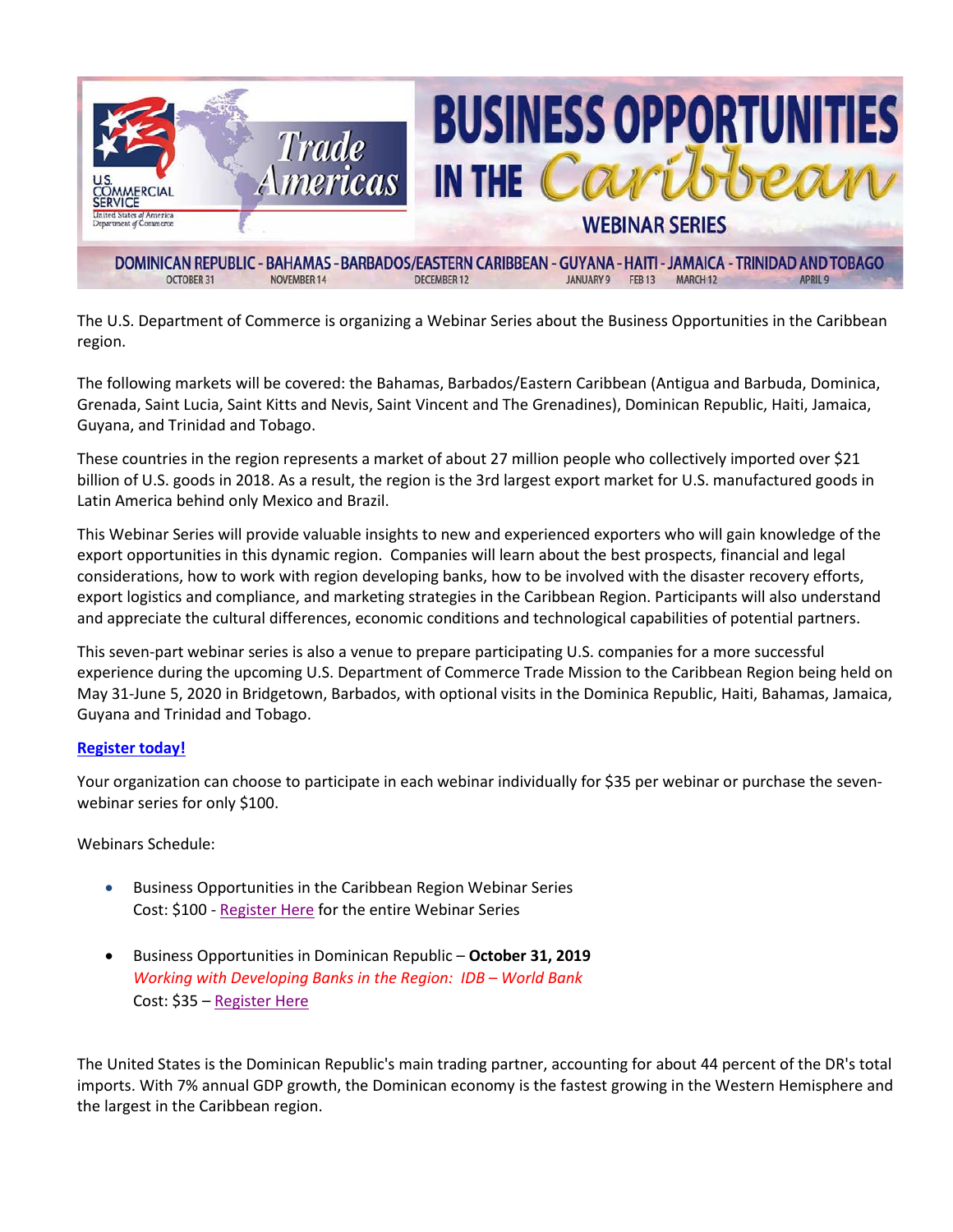# BUSINESS OPPORTUNITIES IN THE Caribbean

## WEBINAR SERIES

U.S. COMMERCIAL SERVICE — United States of America Department of Commerce — Trade Americas

DOMINICAN REPUBLIC - BAHAMAS - BARBADOS/EASTERN CARIBBEAN - GUYANA - HAITI - JAMAICA - TRINIDAD AND TOBAGO
OCTOBER 31 — NOVEMBER 14 — DECEMBER 12 — JANUARY 9 — FEB 13 — MARCH 12 — APRIL 9

The U.S. Department of Commerce is organizing a Webinar Series about the Business Opportunities in the Caribbean region.

The following markets will be covered: the Bahamas, Barbados/Eastern Caribbean (Antigua and Barbuda, Dominica, Grenada, Saint Lucia, Saint Kitts and Nevis, Saint Vincent and The Grenadines), Dominican Republic, Haiti, Jamaica, Guyana, and Trinidad and Tobago.

These countries in the region represents a market of about 27 million people who collectively imported over $21 billion of U.S. goods in 2018. As a result, the region is the 3rd largest export market for U.S. manufactured goods in Latin America behind only Mexico and Brazil.

This Webinar Series will provide valuable insights to new and experienced exporters who will gain knowledge of the export opportunities in this dynamic region. Companies will learn about the best prospects, financial and legal considerations, how to work with region developing banks, how to be involved with the disaster recovery efforts, export logistics and compliance, and marketing strategies in the Caribbean Region. Participants will also understand and appreciate the cultural differences, economic conditions and technological capabilities of potential partners.

This seven-part webinar series is also a venue to prepare participating U.S. companies for a more successful experience during the upcoming U.S. Department of Commerce Trade Mission to the Caribbean Region being held on May 31-June 5, 2020 in Bridgetown, Barbados, with optional visits in the Dominica Republic, Haiti, Bahamas, Jamaica, Guyana and Trinidad and Tobago.

**Register today!**

Your organization can choose to participate in each webinar individually for $35 per webinar or purchase the seven-webinar series for only $100.

Webinars Schedule:

- Business Opportunities in the Caribbean Region Webinar Series
  Cost: $100 - Register Here for the entire Webinar Series

- Business Opportunities in Dominican Republic – **October 31, 2019**
  *Working with Developing Banks in the Region: IDB – World Bank*
  Cost: $35 – Register Here

The United States is the Dominican Republic's main trading partner, accounting for about 44 percent of the DR's total imports. With 7% annual GDP growth, the Dominican economy is the fastest growing in the Western Hemisphere and the largest in the Caribbean region.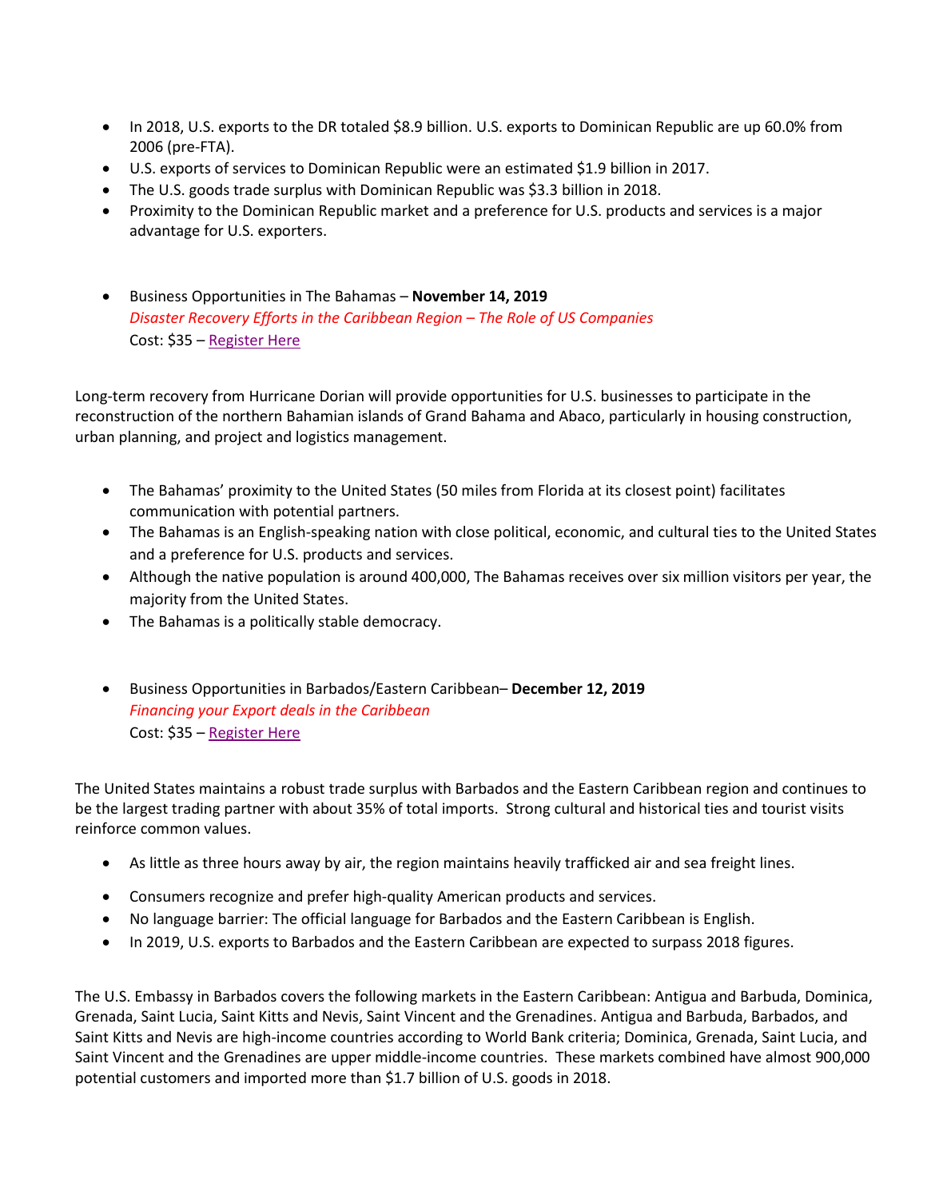- In 2018, U.S. exports to the DR totaled $8.9 billion. U.S. exports to Dominican Republic are up 60.0% from 2006 (pre-FTA).
- U.S. exports of services to Dominican Republic were an estimated $1.9 billion in 2017.
- The U.S. goods trade surplus with Dominican Republic was $3.3 billion in 2018.
- Proximity to the Dominican Republic market and a preference for U.S. products and services is a major advantage for U.S. exporters.

- Business Opportunities in The Bahamas – **November 14, 2019**
  *Disaster Recovery Efforts in the Caribbean Region – The Role of US Companies*
  Cost: $35 – Register Here

Long-term recovery from Hurricane Dorian will provide opportunities for U.S. businesses to participate in the reconstruction of the northern Bahamian islands of Grand Bahama and Abaco, particularly in housing construction, urban planning, and project and logistics management.

- The Bahamas' proximity to the United States (50 miles from Florida at its closest point) facilitates communication with potential partners.
- The Bahamas is an English-speaking nation with close political, economic, and cultural ties to the United States and a preference for U.S. products and services.
- Although the native population is around 400,000, The Bahamas receives over six million visitors per year, the majority from the United States.
- The Bahamas is a politically stable democracy.

- Business Opportunities in Barbados/Eastern Caribbean– **December 12, 2019**
  *Financing your Export deals in the Caribbean*
  Cost: $35 – Register Here

The United States maintains a robust trade surplus with Barbados and the Eastern Caribbean region and continues to be the largest trading partner with about 35% of total imports. Strong cultural and historical ties and tourist visits reinforce common values.

- As little as three hours away by air, the region maintains heavily trafficked air and sea freight lines.
- Consumers recognize and prefer high-quality American products and services.
- No language barrier: The official language for Barbados and the Eastern Caribbean is English.
- In 2019, U.S. exports to Barbados and the Eastern Caribbean are expected to surpass 2018 figures.

The U.S. Embassy in Barbados covers the following markets in the Eastern Caribbean: Antigua and Barbuda, Dominica, Grenada, Saint Lucia, Saint Kitts and Nevis, Saint Vincent and the Grenadines. Antigua and Barbuda, Barbados, and Saint Kitts and Nevis are high-income countries according to World Bank criteria; Dominica, Grenada, Saint Lucia, and Saint Vincent and the Grenadines are upper middle-income countries. These markets combined have almost 900,000 potential customers and imported more than $1.7 billion of U.S. goods in 2018.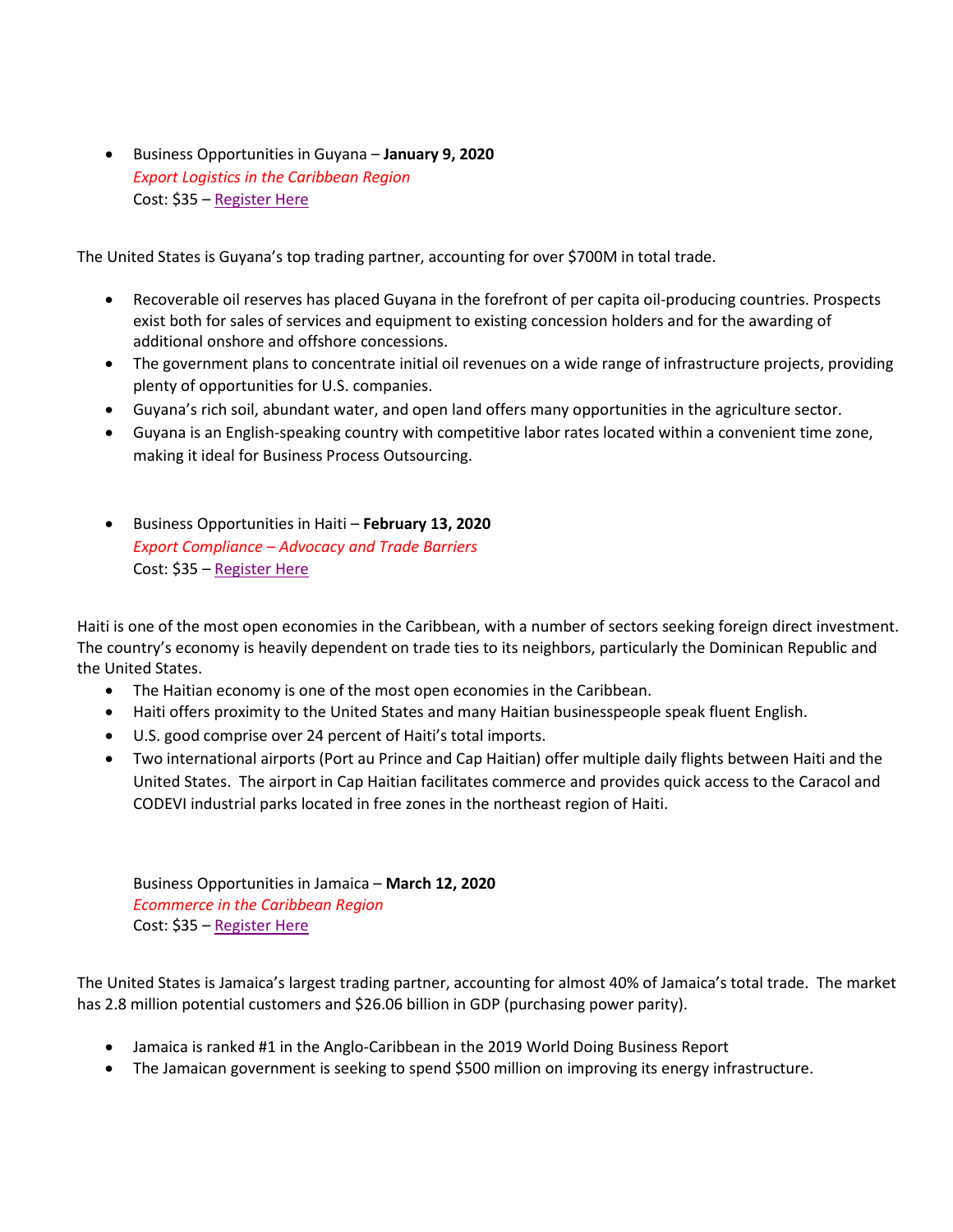- Business Opportunities in Guyana – **January 9, 2020**
  *Export Logistics in the Caribbean Region*
  Cost: $35 – Register Here

The United States is Guyana's top trading partner, accounting for over $700M in total trade.

- Recoverable oil reserves has placed Guyana in the forefront of per capita oil-producing countries. Prospects exist both for sales of services and equipment to existing concession holders and for the awarding of additional onshore and offshore concessions.
- The government plans to concentrate initial oil revenues on a wide range of infrastructure projects, providing plenty of opportunities for U.S. companies.
- Guyana's rich soil, abundant water, and open land offers many opportunities in the agriculture sector.
- Guyana is an English-speaking country with competitive labor rates located within a convenient time zone, making it ideal for Business Process Outsourcing.

- Business Opportunities in Haiti – **February 13, 2020**
  *Export Compliance – Advocacy and Trade Barriers*
  Cost: $35 – Register Here

Haiti is one of the most open economies in the Caribbean, with a number of sectors seeking foreign direct investment. The country's economy is heavily dependent on trade ties to its neighbors, particularly the Dominican Republic and the United States.

- The Haitian economy is one of the most open economies in the Caribbean.
- Haiti offers proximity to the United States and many Haitian businesspeople speak fluent English.
- U.S. good comprise over 24 percent of Haiti's total imports.
- Two international airports (Port au Prince and Cap Haitian) offer multiple daily flights between Haiti and the United States. The airport in Cap Haitian facilitates commerce and provides quick access to the Caracol and CODEVI industrial parks located in free zones in the northeast region of Haiti.

Business Opportunities in Jamaica – **March 12, 2020**
*Ecommerce in the Caribbean Region*
Cost: $35 – Register Here

The United States is Jamaica's largest trading partner, accounting for almost 40% of Jamaica's total trade. The market has 2.8 million potential customers and $26.06 billion in GDP (purchasing power parity).

- Jamaica is ranked #1 in the Anglo-Caribbean in the 2019 World Doing Business Report
- The Jamaican government is seeking to spend $500 million on improving its energy infrastructure.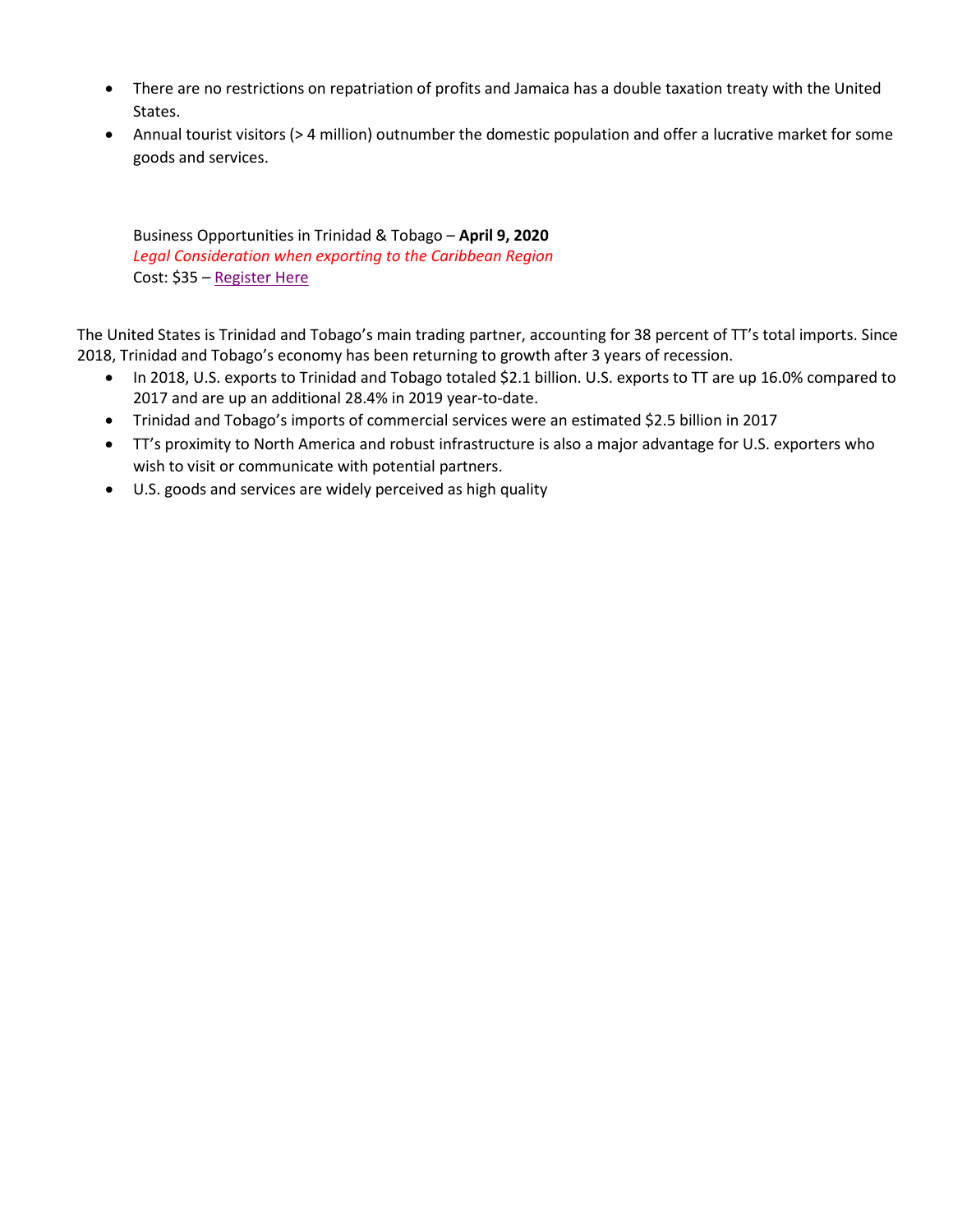- There are no restrictions on repatriation of profits and Jamaica has a double taxation treaty with the United States.
- Annual tourist visitors (> 4 million) outnumber the domestic population and offer a lucrative market for some goods and services.

Business Opportunities in Trinidad & Tobago – **April 9, 2020**
*Legal Consideration when exporting to the Caribbean Region*
Cost: $35 – Register Here

The United States is Trinidad and Tobago's main trading partner, accounting for 38 percent of TT's total imports. Since 2018, Trinidad and Tobago's economy has been returning to growth after 3 years of recession.

- In 2018, U.S. exports to Trinidad and Tobago totaled $2.1 billion. U.S. exports to TT are up 16.0% compared to 2017 and are up an additional 28.4% in 2019 year-to-date.
- Trinidad and Tobago's imports of commercial services were an estimated $2.5 billion in 2017
- TT's proximity to North America and robust infrastructure is also a major advantage for U.S. exporters who wish to visit or communicate with potential partners.
- U.S. goods and services are widely perceived as high quality